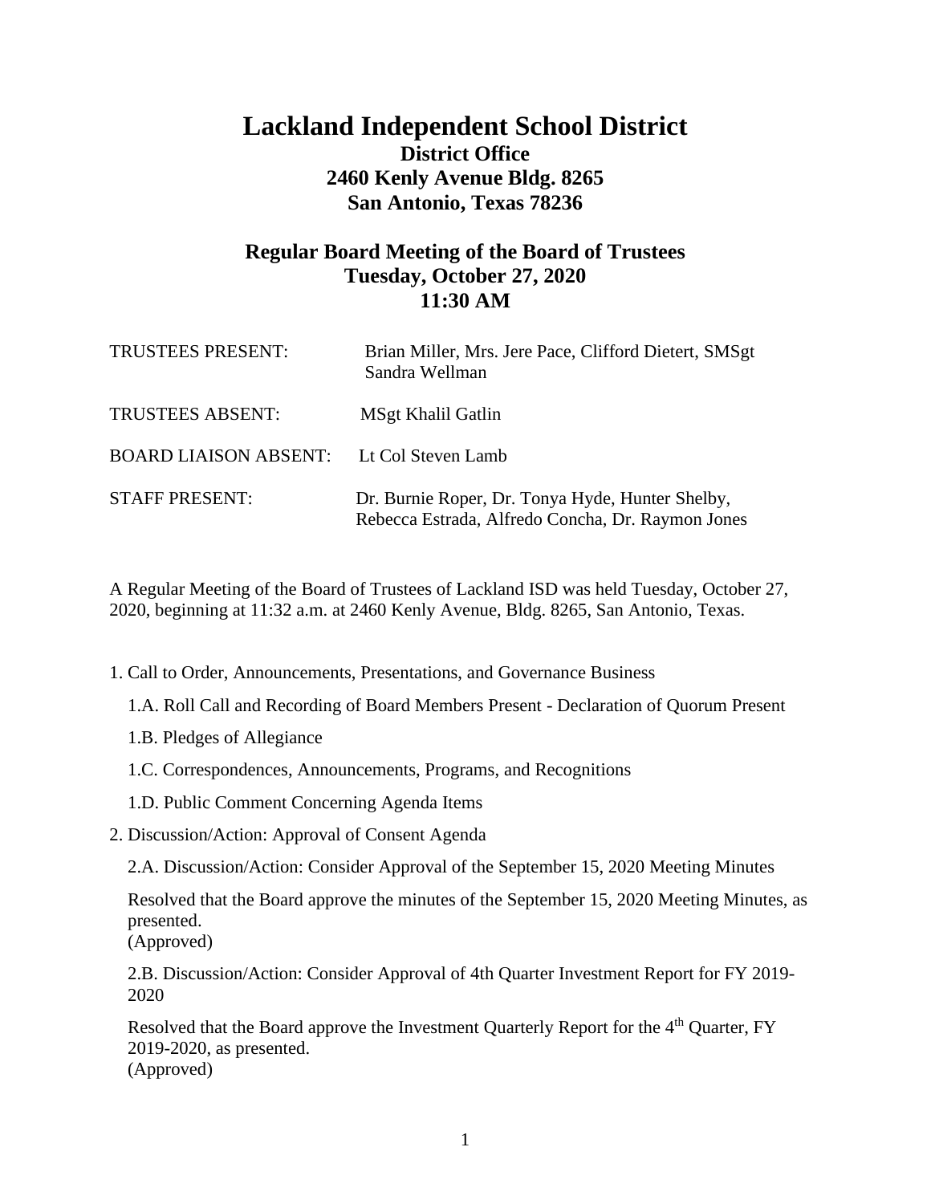# Lackland Independent School District

## District Office
## 2460 Kenly Avenue Bldg. 8265
## San Antonio, Texas 78236

## Regular Board Meeting of the Board of Trustees
## Tuesday, October 27, 2020
## 11:30 AM

| | |
|---|---|
| TRUSTEES PRESENT: | Brian Miller, Mrs. Jere Pace, Clifford Dietert, SMSgt Sandra Wellman |
| TRUSTEES ABSENT: | MSgt Khalil Gatlin |
| BOARD LIAISON ABSENT: | Lt Col Steven Lamb |
| STAFF PRESENT: | Dr. Burnie Roper, Dr. Tonya Hyde, Hunter Shelby, Rebecca Estrada, Alfredo Concha, Dr. Raymon Jones |

A Regular Meeting of the Board of Trustees of Lackland ISD was held Tuesday, October 27, 2020, beginning at 11:32 a.m. at 2460 Kenly Avenue, Bldg. 8265, San Antonio, Texas.

1. Call to Order, Announcements, Presentations, and Governance Business

   1.A. Roll Call and Recording of Board Members Present - Declaration of Quorum Present

   1.B. Pledges of Allegiance

   1.C. Correspondences, Announcements, Programs, and Recognitions

   1.D. Public Comment Concerning Agenda Items

2. Discussion/Action: Approval of Consent Agenda

   2.A. Discussion/Action: Consider Approval of the September 15, 2020 Meeting Minutes

   Resolved that the Board approve the minutes of the September 15, 2020 Meeting Minutes, as presented.
   (Approved)

   2.B. Discussion/Action: Consider Approval of 4th Quarter Investment Report for FY 2019-2020

   Resolved that the Board approve the Investment Quarterly Report for the 4th Quarter, FY 2019-2020, as presented.
   (Approved)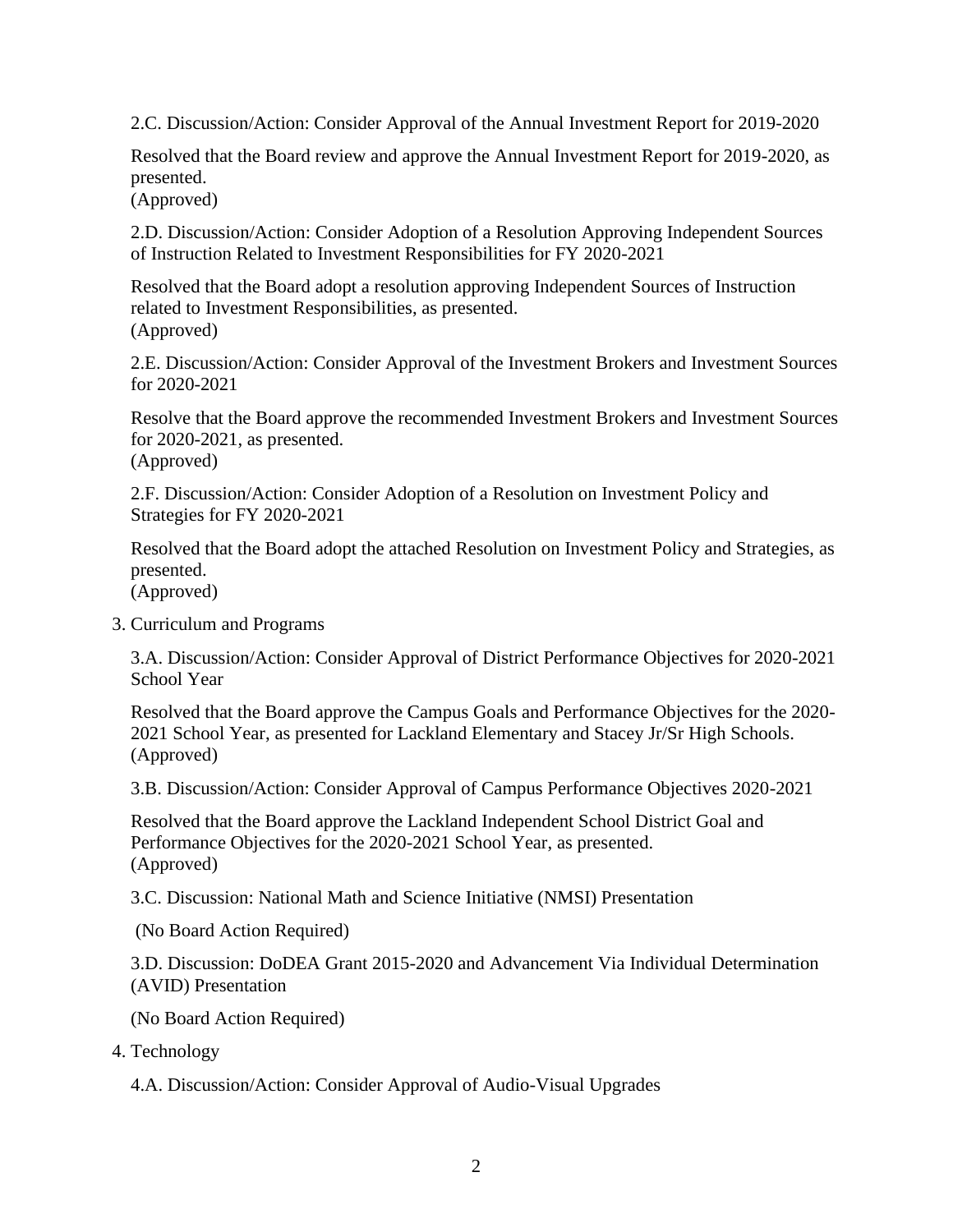2.C. Discussion/Action: Consider Approval of the Annual Investment Report for 2019-2020

Resolved that the Board review and approve the Annual Investment Report for 2019-2020, as presented.
(Approved)

2.D. Discussion/Action: Consider Adoption of a Resolution Approving Independent Sources of Instruction Related to Investment Responsibilities for FY 2020-2021

Resolved that the Board adopt a resolution approving Independent Sources of Instruction related to Investment Responsibilities, as presented.
(Approved)

2.E. Discussion/Action: Consider Approval of the Investment Brokers and Investment Sources for 2020-2021

Resolve that the Board approve the recommended Investment Brokers and Investment Sources for 2020-2021, as presented.
(Approved)

2.F. Discussion/Action: Consider Adoption of a Resolution on Investment Policy and Strategies for FY 2020-2021

Resolved that the Board adopt the attached Resolution on Investment Policy and Strategies, as presented.
(Approved)

3. Curriculum and Programs

3.A. Discussion/Action: Consider Approval of District Performance Objectives for 2020-2021 School Year

Resolved that the Board approve the Campus Goals and Performance Objectives for the 2020-2021 School Year, as presented for Lackland Elementary and Stacey Jr/Sr High Schools.
(Approved)

3.B. Discussion/Action: Consider Approval of Campus Performance Objectives 2020-2021

Resolved that the Board approve the Lackland Independent School District Goal and Performance Objectives for the 2020-2021 School Year, as presented.
(Approved)

3.C. Discussion: National Math and Science Initiative (NMSI) Presentation

(No Board Action Required)

3.D. Discussion: DoDEA Grant 2015-2020 and Advancement Via Individual Determination (AVID) Presentation

(No Board Action Required)

4. Technology

4.A. Discussion/Action: Consider Approval of Audio-Visual Upgrades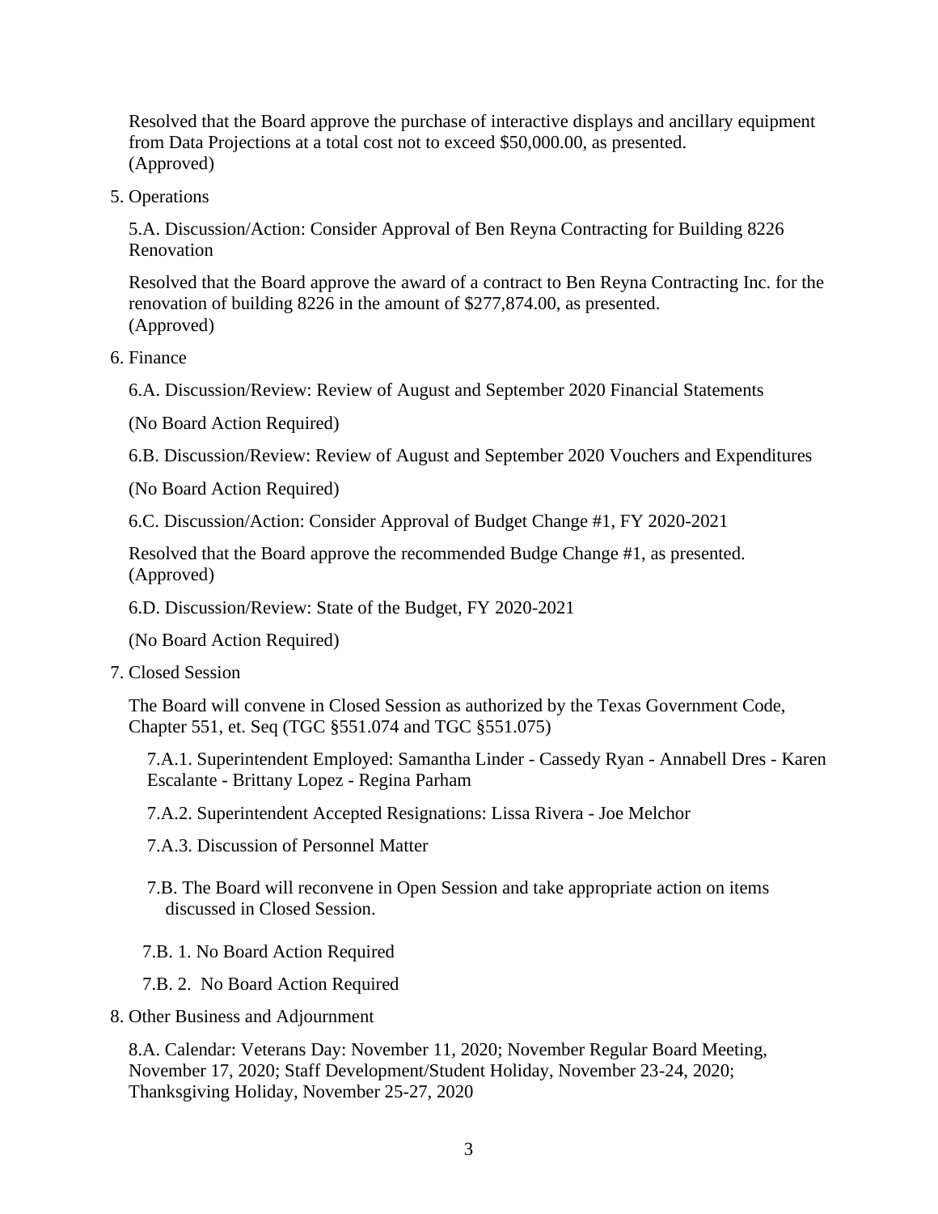Resolved that the Board approve the purchase of interactive displays and ancillary equipment from Data Projections at a total cost not to exceed $50,000.00, as presented.
(Approved)

5. Operations

   5.A. Discussion/Action: Consider Approval of Ben Reyna Contracting for Building 8226 Renovation

   Resolved that the Board approve the award of a contract to Ben Reyna Contracting Inc. for the renovation of building 8226 in the amount of $277,874.00, as presented.
   (Approved)

6. Finance

   6.A. Discussion/Review: Review of August and September 2020 Financial Statements

   (No Board Action Required)

   6.B. Discussion/Review: Review of August and September 2020 Vouchers and Expenditures

   (No Board Action Required)

   6.C. Discussion/Action: Consider Approval of Budget Change #1, FY 2020-2021

   Resolved that the Board approve the recommended Budge Change #1, as presented.
   (Approved)

   6.D. Discussion/Review: State of the Budget, FY 2020-2021

   (No Board Action Required)

7. Closed Session

   The Board will convene in Closed Session as authorized by the Texas Government Code, Chapter 551, et. Seq (TGC §551.074 and TGC §551.075)

   7.A.1. Superintendent Employed: Samantha Linder - Cassedy Ryan - Annabell Dres - Karen Escalante - Brittany Lopez - Regina Parham

   7.A.2. Superintendent Accepted Resignations: Lissa Rivera - Joe Melchor

   7.A.3. Discussion of Personnel Matter

   7.B. The Board will reconvene in Open Session and take appropriate action on items discussed in Closed Session.

   7.B. 1. No Board Action Required

   7.B. 2. No Board Action Required

8. Other Business and Adjournment

   8.A. Calendar: Veterans Day: November 11, 2020; November Regular Board Meeting, November 17, 2020; Staff Development/Student Holiday, November 23-24, 2020; Thanksgiving Holiday, November 25-27, 2020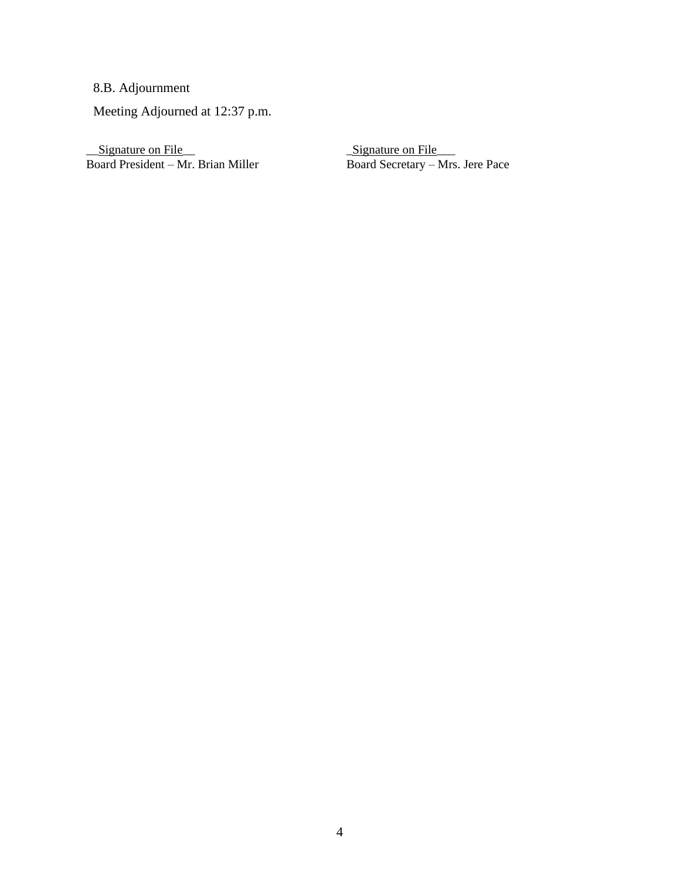8.B. Adjournment

Meeting Adjourned at 12:37 p.m.

__Signature on File__
Board President – Mr. Brian Miller

_Signature on File___
Board Secretary – Mrs. Jere Pace